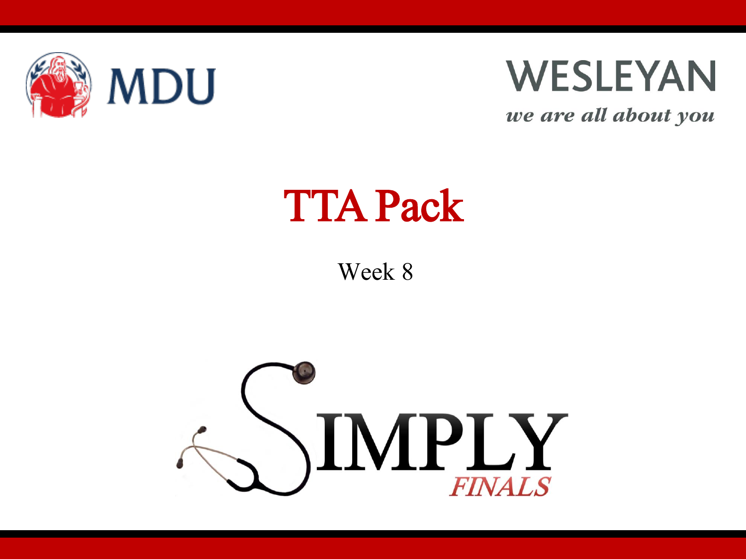MDU

WESLEYAN

*we are all about you*

# TTA Pack

Week 8

SIMPLY

*FINALS*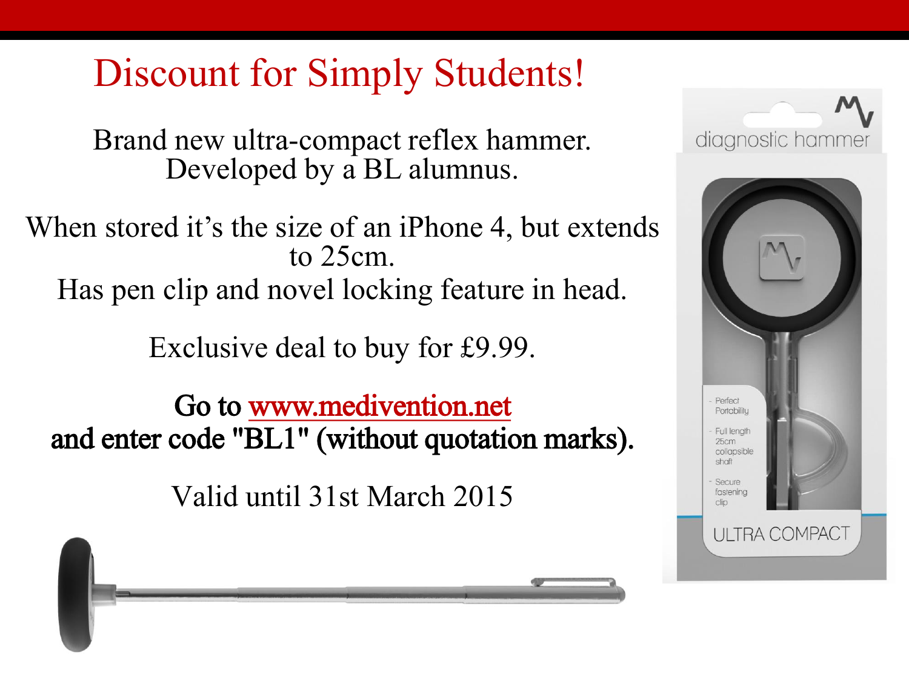# Discount for Simply Students!

Brand new ultra-compact reflex hammer.
Developed by a BL alumnus.

When stored it's the size of an iPhone 4, but extends to 25cm.
Has pen clip and novel locking feature in head.

Exclusive deal to buy for £9.99.

**Go to www.medivention.net and enter code "BL1" (without quotation marks).**

Valid until 31st March 2015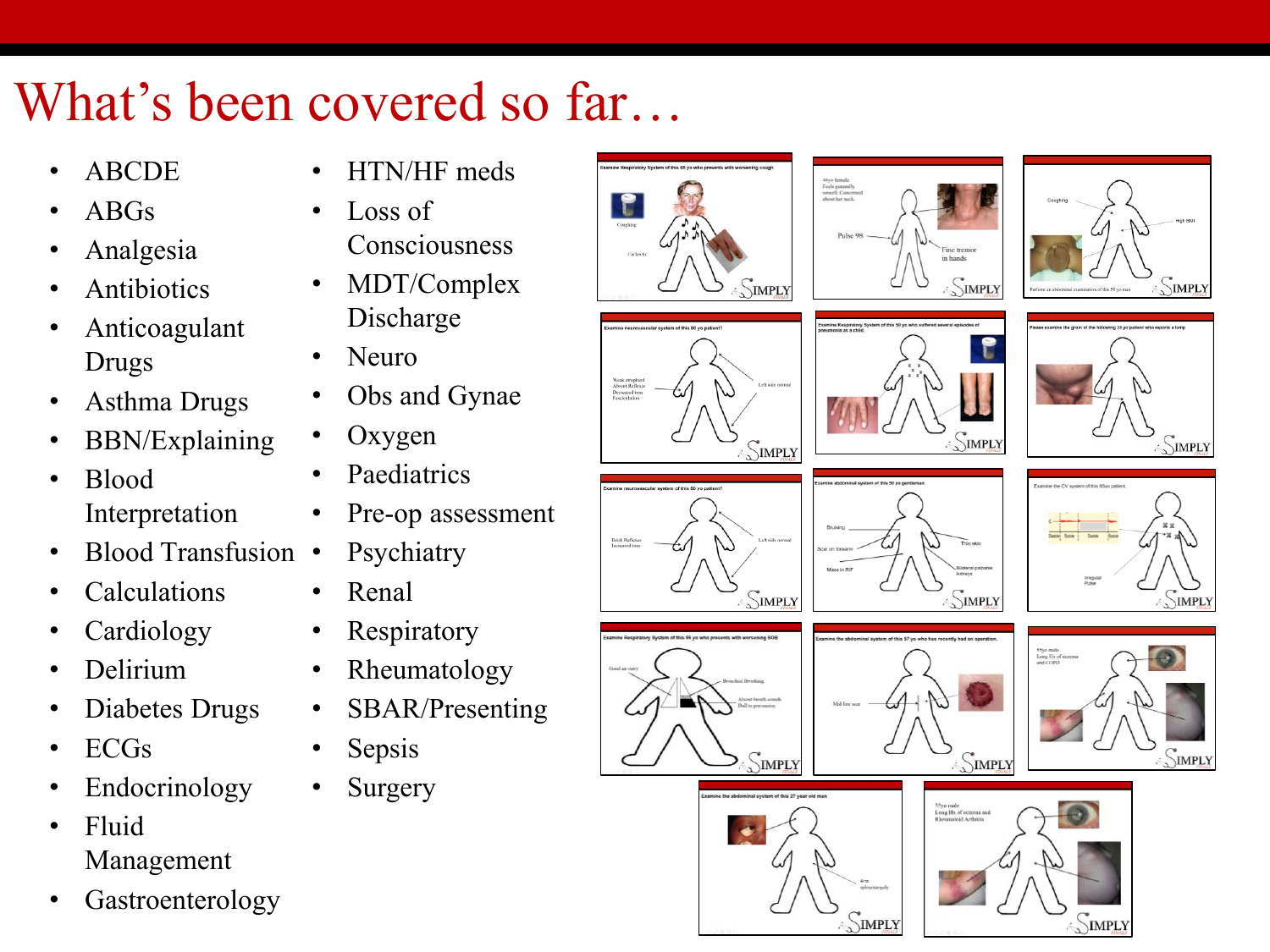# What's been covered so far…

- ABCDE
- ABGs
- Analgesia
- Antibiotics
- Anticoagulant Drugs
- Asthma Drugs
- BBN/Explaining
- Blood Interpretation
- Blood Transfusion
- Calculations
- Cardiology
- Delirium
- Diabetes Drugs
- ECGs
- Endocrinology
- Fluid Management
- Gastroenterology
- HTN/HF meds
- Loss of Consciousness
- MDT/Complex Discharge
- Neuro
- Obs and Gynae
- Oxygen
- Paediatrics
- Pre-op assessment
- Psychiatry
- Renal
- Respiratory
- Rheumatology
- SBAR/Presenting
- Sepsis
- Surgery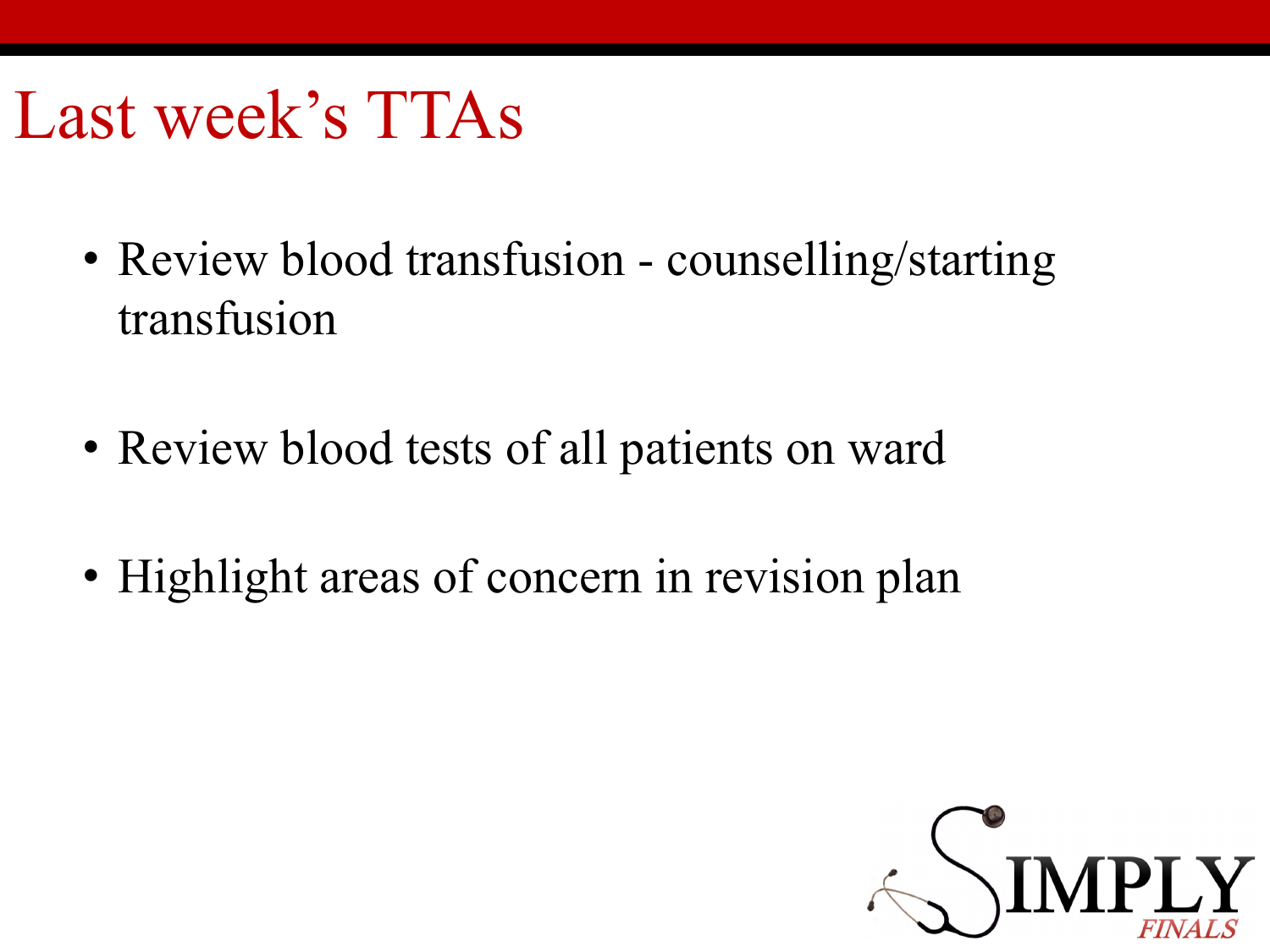# Last week's TTAs

- Review blood transfusion - counselling/starting transfusion
- Review blood tests of all patients on ward
- Highlight areas of concern in revision plan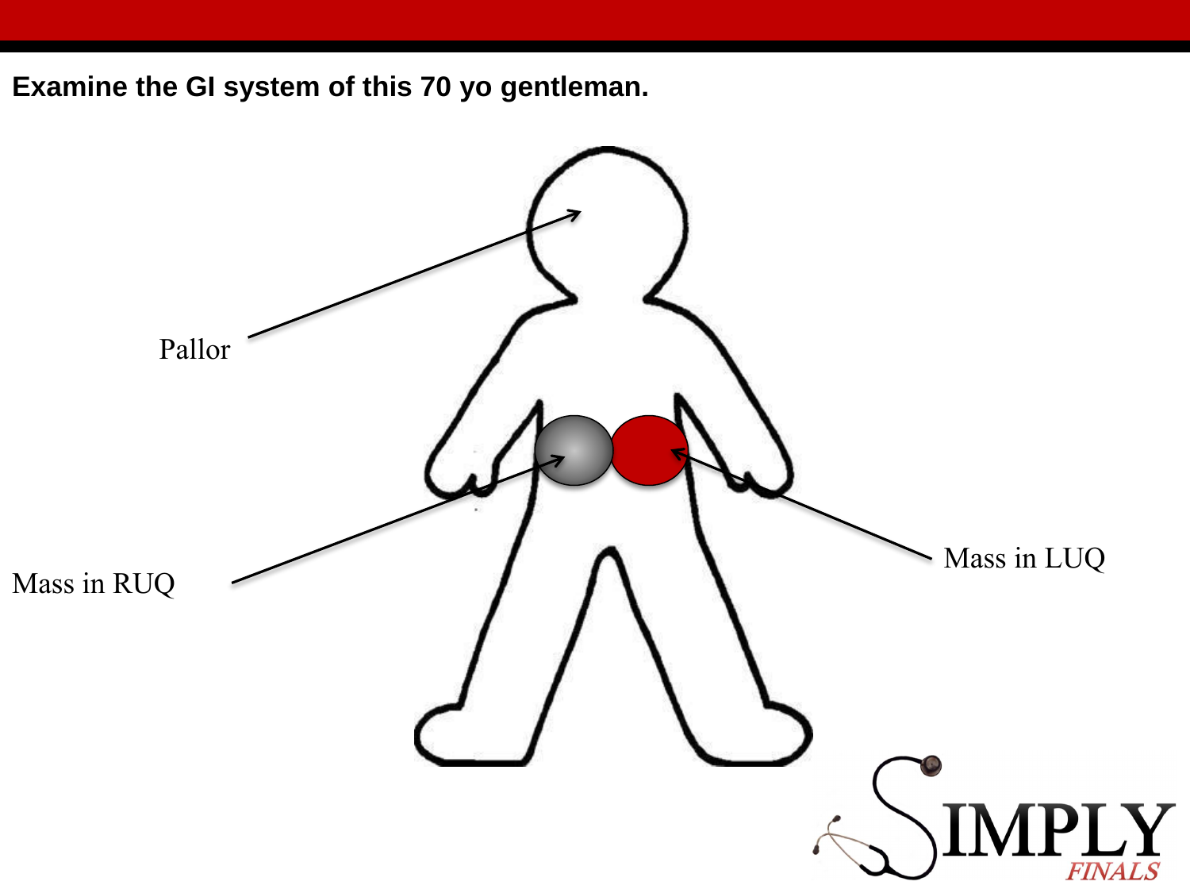**Examine the GI system of this 70 yo gentleman.**

Pallor

Mass in RUQ

Mass in LUQ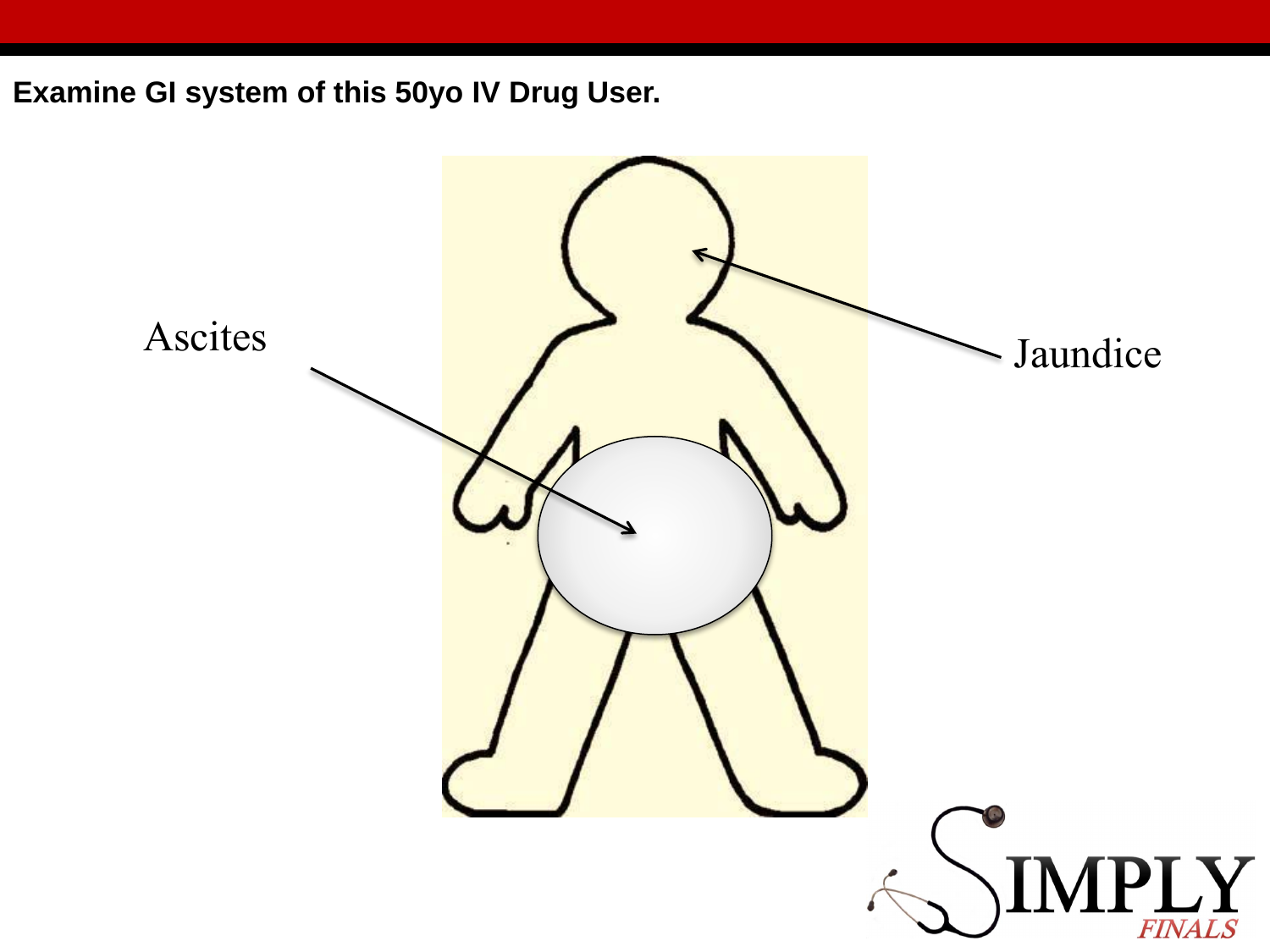**Examine GI system of this 50yo IV Drug User.**

Ascites

Jaundice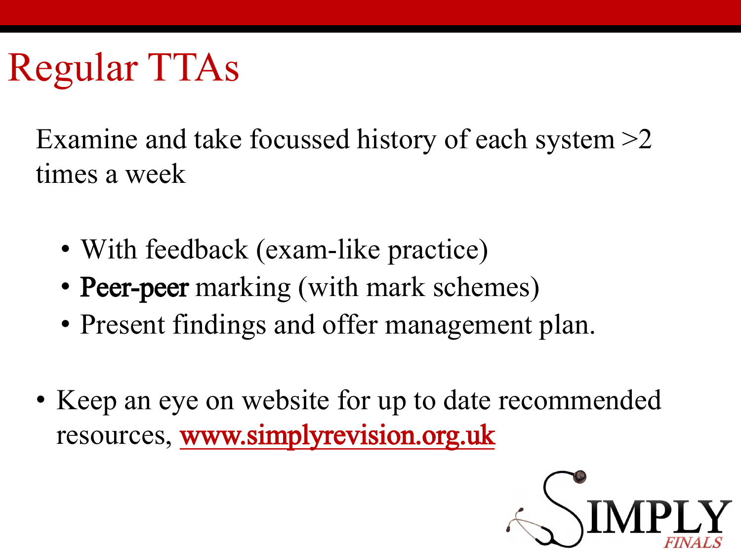# Regular TTAs

Examine and take focussed history of each system >2 times a week

- With feedback (exam-like practice)
- Peer-peer marking (with mark schemes)
- Present findings and offer management plan.

- Keep an eye on website for up to date recommended resources, [www.simplyrevision.org.uk](http://www.simplyrevision.org.uk)

SIMPLY *FINALS*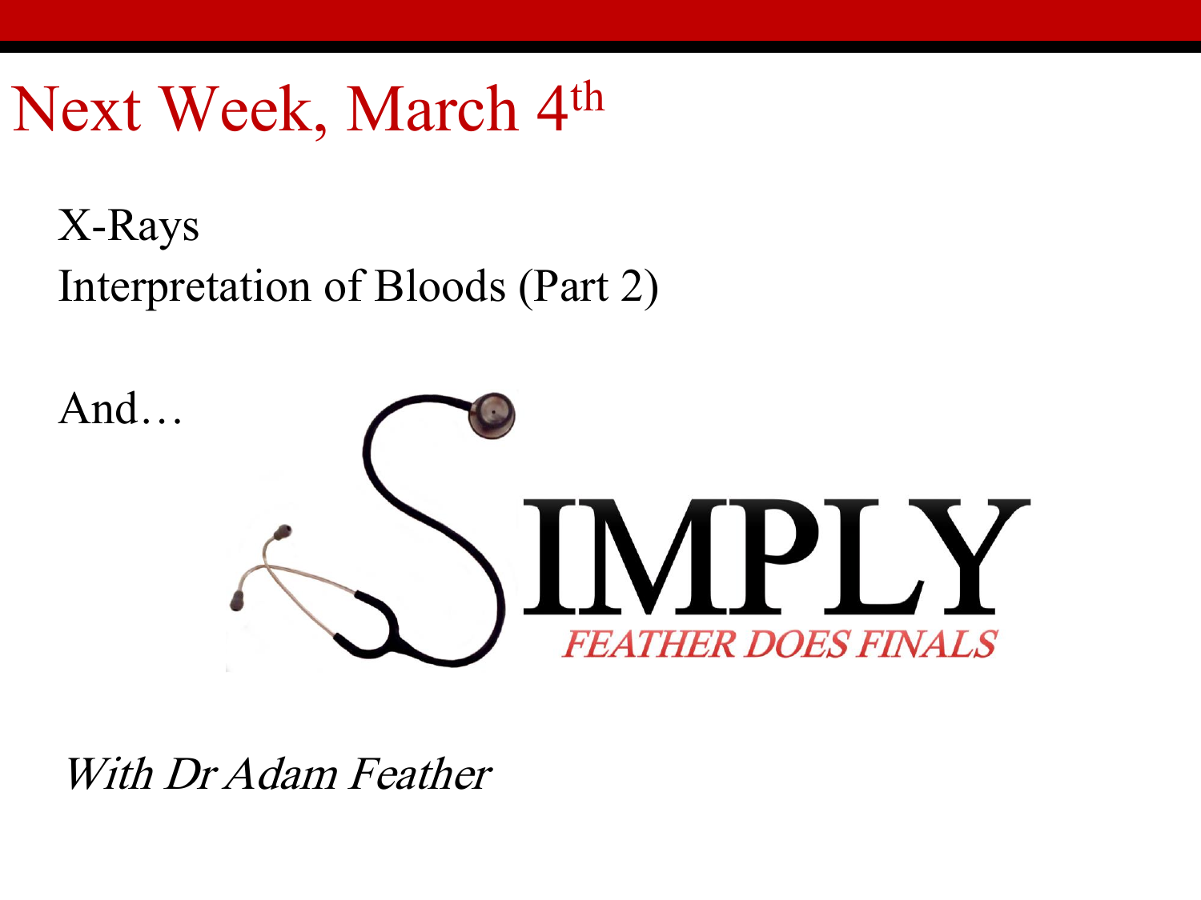# Next Week, March 4th

X-Rays
Interpretation of Bloods (Part 2)

And…

SIMPLY
FEATHER DOES FINALS

*With Dr Adam Feather*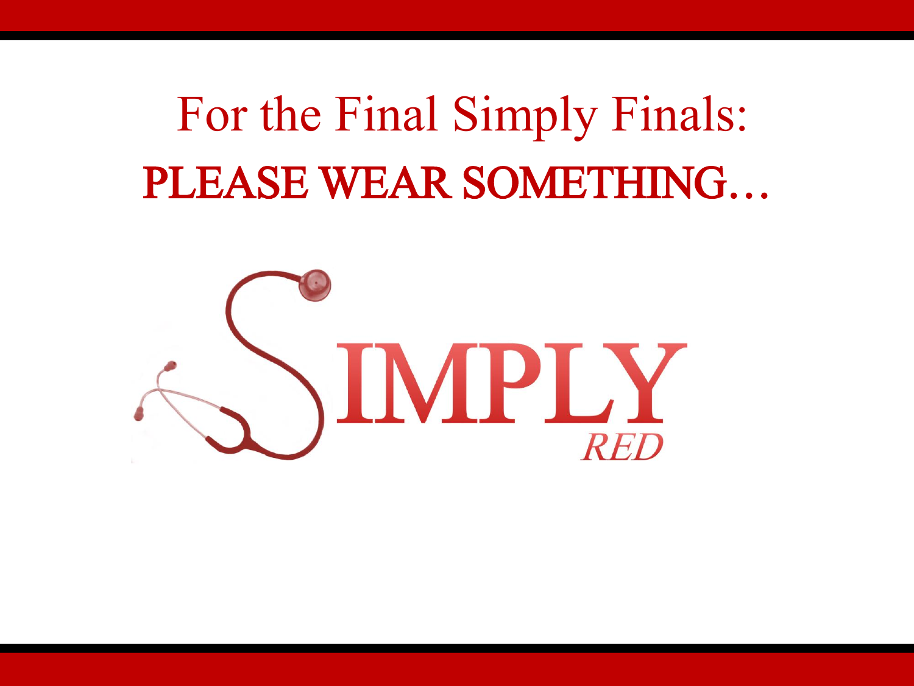# For the Final Simply Finals:

## PLEASE WEAR SOMETHING…

SIMPLY

*RED*